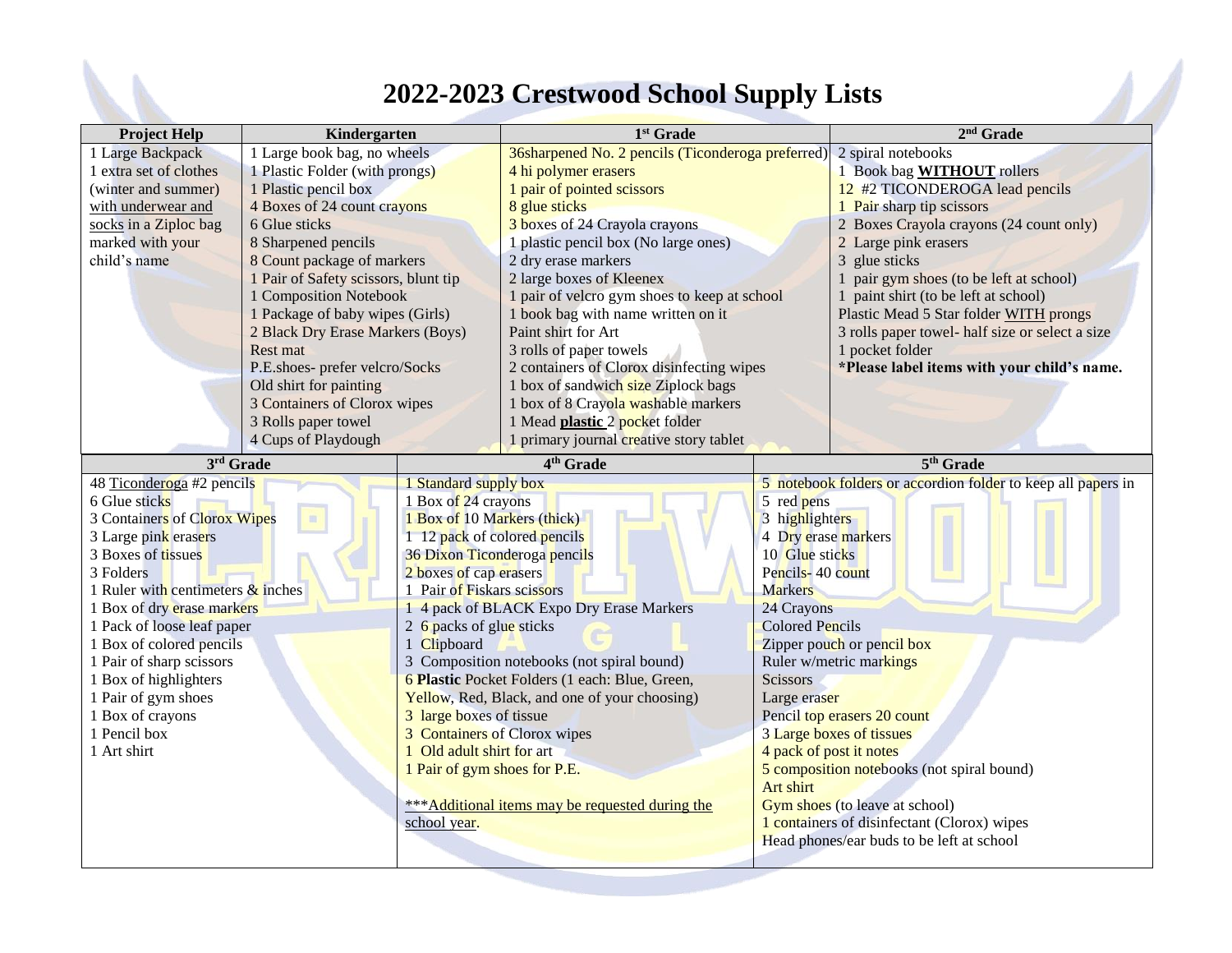# 2022-2023 Crestwood School Supply Lists

| Project Help | Kindergarten | 1st Grade | 2nd Grade |
|---|---|---|---|
| 1 Large Backpack<br>1 extra set of clothes (winter and summer) with underwear and socks in a Ziploc bag marked with your child's name | 1 Large book bag, no wheels<br>1 Plastic Folder (with prongs)<br>1 Plastic pencil box<br>4 Boxes of 24 count crayons<br>6 Glue sticks<br>8 Sharpened pencils<br>8 Count package of markers<br>1 Pair of Safety scissors, blunt tip<br>1 Composition Notebook<br>1 Package of baby wipes (Girls)<br>2 Black Dry Erase Markers (Boys)<br>Rest mat<br>P.E.shoes- prefer velcro/Socks<br>Old shirt for painting<br>3 Containers of Clorox wipes<br>3 Rolls paper towel<br>4 Cups of Playdough | 36sharpened No. 2 pencils (Ticonderoga preferred)<br>4 hi polymer erasers<br>1 pair of pointed scissors<br>8 glue sticks<br>3 boxes of 24 Crayola crayons<br>1 plastic pencil box (No large ones)<br>2 dry erase markers<br>2 large boxes of Kleenex<br>1 pair of velcro gym shoes to keep at school<br>1 book bag with name written on it<br>Paint shirt for Art<br>3 rolls of paper towels<br>2 containers of Clorox disinfecting wipes<br>1 box of sandwich size Ziplock bags<br>1 box of 8 Crayola washable markers<br>1 Mead **plastic** 2 pocket folder<br>1 primary journal creative story tablet | 2 spiral notebooks<br>1 Book bag **WITHOUT** rollers<br>12 #2 TICONDEROGA lead pencils<br>1 Pair sharp tip scissors<br>2 Boxes Crayola crayons (24 count only)<br>2 Large pink erasers<br>3 glue sticks<br>1 pair gym shoes (to be left at school)<br>1 paint shirt (to be left at school)<br>Plastic Mead 5 Star folder WITH prongs<br>3 rolls paper towel- half size or select a size<br>1 pocket folder<br>**\*Please label items with your child's name.** |

| 3rd Grade | 4th Grade | 5th Grade |
|---|---|---|
| 48 Ticonderoga #2 pencils<br>6 Glue sticks<br>3 Containers of Clorox Wipes<br>3 Large pink erasers<br>3 Boxes of tissues<br>3 Folders<br>1 Ruler with centimeters & inches<br>1 Box of dry erase markers<br>1 Pack of loose leaf paper<br>1 Box of colored pencils<br>1 Pair of sharp scissors<br>1 Box of highlighters<br>1 Pair of gym shoes<br>1 Box of crayons<br>1 Pencil box<br>1 Art shirt | 1 Standard supply box<br>1 Box of 24 crayons<br>1 Box of 10 Markers (thick)<br>1 12 pack of colored pencils<br>36 Dixon Ticonderoga pencils<br>2 boxes of cap erasers<br>1 Pair of Fiskars scissors<br>1 4 pack of BLACK Expo Dry Erase Markers<br>2 6 packs of glue sticks<br>1 Clipboard<br>3 Composition notebooks (not spiral bound)<br>6 **Plastic** Pocket Folders (1 each: Blue, Green, Yellow, Red, Black, and one of your choosing)<br>3 large boxes of tissue<br>3 Containers of Clorox wipes<br>1 Old adult shirt for art<br>1 Pair of gym shoes for P.E.<br><br>***Additional items may be requested during the school year. | 5 notebook folders or accordion folder to keep all papers in<br>5 red pens<br>3 highlighters<br>4 Dry erase markers<br>10 Glue sticks<br>Pencils- 40 count<br>Markers<br>24 Crayons<br>Colored Pencils<br>Zipper pouch or pencil box<br>Ruler w/metric markings<br>Scissors<br>Large eraser<br>Pencil top erasers 20 count<br>3 Large boxes of tissues<br>4 pack of post it notes<br>5 composition notebooks (not spiral bound)<br>Art shirt<br>Gym shoes (to leave at school)<br>1 containers of disinfectant (Clorox) wipes<br>Head phones/ear buds to be left at school |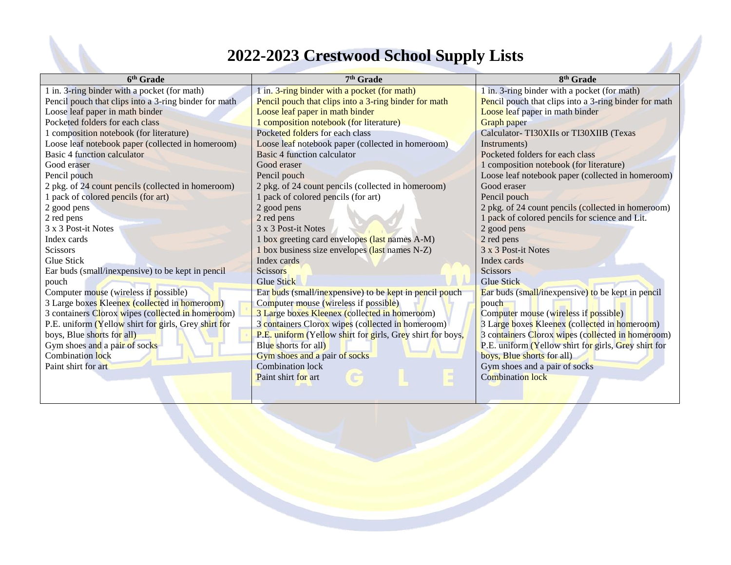# 2022-2023 Crestwood School Supply Lists

| 6th Grade | 7th Grade | 8th Grade |
|---|---|---|
| 1 in. 3-ring binder with a pocket (for math)<br>Pencil pouch that clips into a 3-ring binder for math<br>Loose leaf paper in math binder<br>Pocketed folders for each class<br>1 composition notebook (for literature)<br>Loose leaf notebook paper (collected in homeroom)<br>Basic 4 function calculator<br>Good eraser<br>Pencil pouch<br>2 pkg. of 24 count pencils (collected in homeroom)<br>1 pack of colored pencils (for art)<br>2 good pens<br>2 red pens<br>3 x 3 Post-it Notes<br>Index cards<br>Scissors<br>Glue Stick<br>Ear buds (small/inexpensive) to be kept in pencil pouch<br>Computer mouse (wireless if possible)<br>3 Large boxes Kleenex (collected in homeroom)<br>3 containers Clorox wipes (collected in homeroom)<br>P.E. uniform (Yellow shirt for girls, Grey shirt for boys, Blue shorts for all)<br>Gym shoes and a pair of socks<br>Combination lock<br>Paint shirt for art | 1 in. 3-ring binder with a pocket (for math)<br>Pencil pouch that clips into a 3-ring binder for math<br>Loose leaf paper in math binder<br>1 composition notebook (for literature)<br>Pocketed folders for each class<br>Loose leaf notebook paper (collected in homeroom)<br>Basic 4 function calculator<br>Good eraser<br>Pencil pouch<br>2 pkg. of 24 count pencils (collected in homeroom)<br>1 pack of colored pencils (for art)<br>2 good pens<br>2 red pens<br>3 x 3 Post-it Notes<br>1 box greeting card envelopes (last names A-M)<br>1 box business size envelopes (last names N-Z)<br>Index cards<br>Scissors<br>Glue Stick<br>Ear buds (small/inexpensive) to be kept in pencil pouch<br>Computer mouse (wireless if possible)<br>3 Large boxes Kleenex (collected in homeroom)<br>3 containers Clorox wipes (collected in homeroom)<br>P.E. uniform (Yellow shirt for girls, Grey shirt for boys, Blue shorts for all)<br>Gym shoes and a pair of socks<br>Combination lock<br>Paint shirt for art | 1 in. 3-ring binder with a pocket (for math)<br>Pencil pouch that clips into a 3-ring binder for math<br>Loose leaf paper in math binder<br>Graph paper<br>Calculator- TI30XIIs or TI30XIIB (Texas Instruments)<br>Pocketed folders for each class<br>1 composition notebook (for literature)<br>Loose leaf notebook paper (collected in homeroom)<br>Good eraser<br>Pencil pouch<br>2 pkg. of 24 count pencils (collected in homeroom)<br>1 pack of colored pencils for science and Lit.<br>2 good pens<br>2 red pens<br>3 x 3 Post-it Notes<br>Index cards<br>Scissors<br>Glue Stick<br>Ear buds (small/inexpensive) to be kept in pencil pouch<br>Computer mouse (wireless if possible)<br>3 Large boxes Kleenex (collected in homeroom)<br>3 containers Clorox wipes (collected in homeroom)<br>P.E. uniform (Yellow shirt for girls, Grey shirt for boys, Blue shorts for all)<br>Gym shoes and a pair of socks<br>Combination lock |